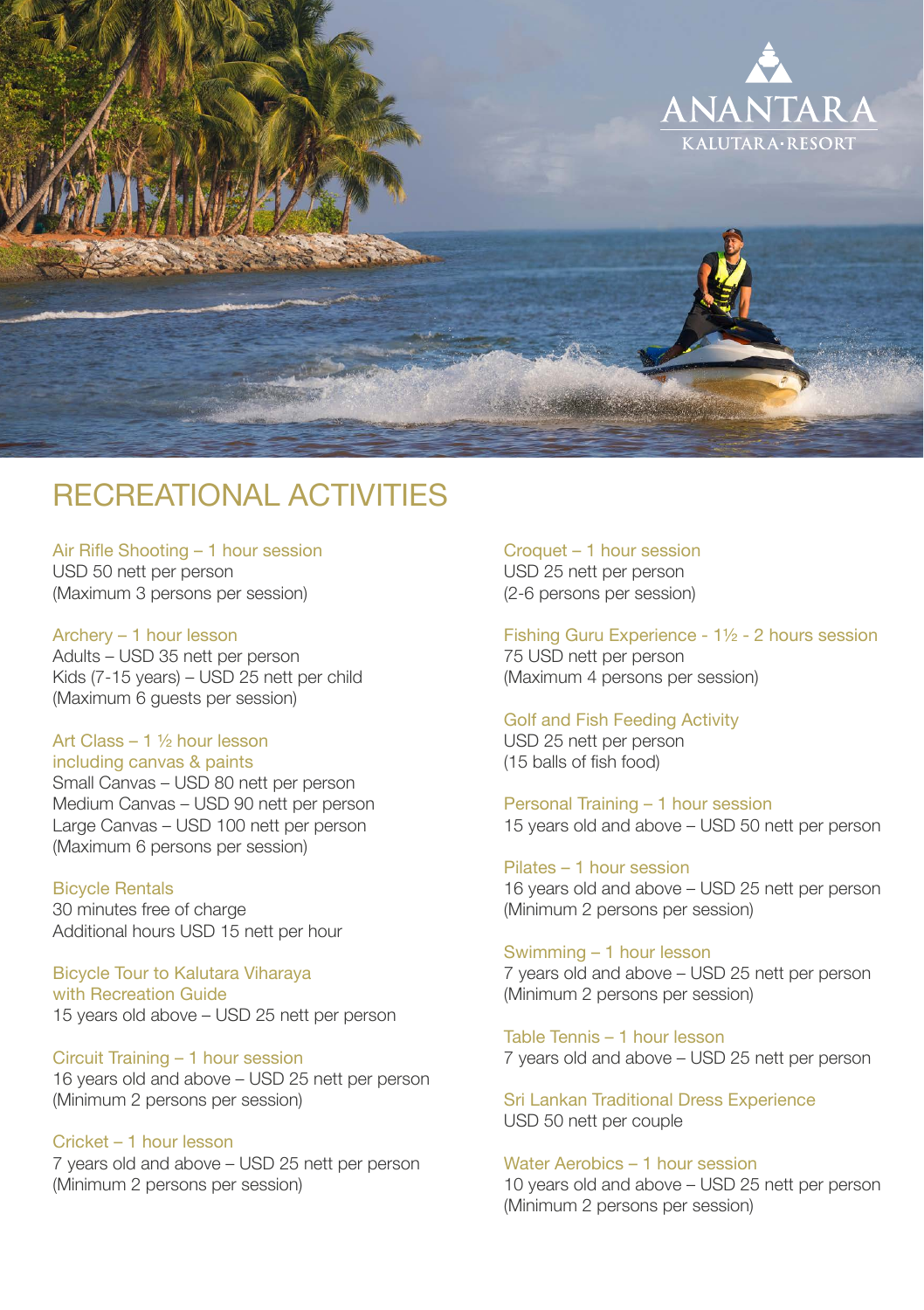ANANTARA
KALUTARA·RESORT

# RECREATIONAL ACTIVITIES

### Air Rifle Shooting – 1 hour session
USD 50 nett per person
(Maximum 3 persons per session)

### Archery – 1 hour lesson
Adults – USD 35 nett per person
Kids (7-15 years) – USD 25 nett per child
(Maximum 6 guests per session)

### Art Class – 1 ½ hour lesson including canvas & paints
Small Canvas – USD 80 nett per person
Medium Canvas – USD 90 nett per person
Large Canvas – USD 100 nett per person
(Maximum 6 persons per session)

### Bicycle Rentals
30 minutes free of charge
Additional hours USD 15 nett per hour

### Bicycle Tour to Kalutara Viharaya with Recreation Guide
15 years old above – USD 25 nett per person

### Circuit Training – 1 hour session
16 years old and above – USD 25 nett per person
(Minimum 2 persons per session)

### Cricket – 1 hour lesson
7 years old and above – USD 25 nett per person
(Minimum 2 persons per session)

### Croquet – 1 hour session
USD 25 nett per person
(2-6 persons per session)

### Fishing Guru Experience - 1½ - 2 hours session
75 USD nett per person
(Maximum 4 persons per session)

### Golf and Fish Feeding Activity
USD 25 nett per person
(15 balls of fish food)

### Personal Training – 1 hour session
15 years old and above – USD 50 nett per person

### Pilates – 1 hour session
16 years old and above – USD 25 nett per person
(Minimum 2 persons per session)

### Swimming – 1 hour lesson
7 years old and above – USD 25 nett per person
(Minimum 2 persons per session)

### Table Tennis – 1 hour lesson
7 years old and above – USD 25 nett per person

### Sri Lankan Traditional Dress Experience
USD 50 nett per couple

### Water Aerobics – 1 hour session
10 years old and above – USD 25 nett per person
(Minimum 2 persons per session)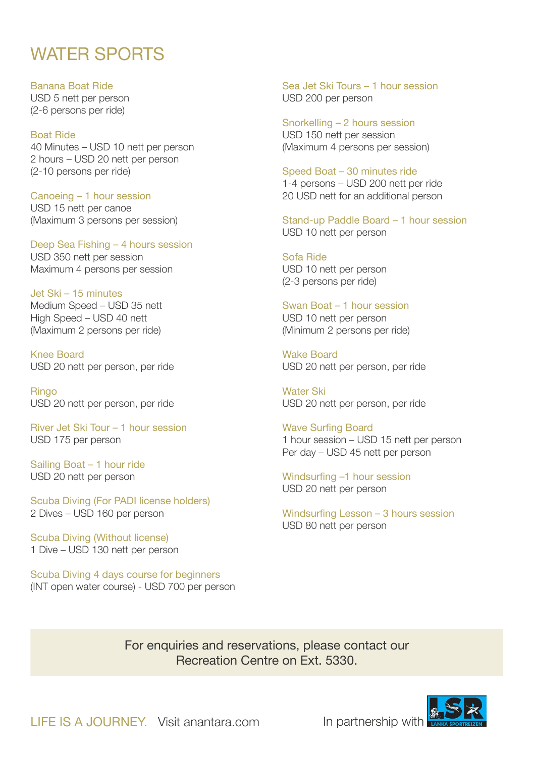# WATER SPORTS

**Banana Boat Ride**
USD 5 nett per person
(2-6 persons per ride)

**Boat Ride**
40 Minutes – USD 10 nett per person
2 hours – USD 20 nett per person
(2-10 persons per ride)

**Canoeing – 1 hour session**
USD 15 nett per canoe
(Maximum 3 persons per session)

**Deep Sea Fishing – 4 hours session**
USD 350 nett per session
Maximum 4 persons per session

**Jet Ski – 15 minutes**
Medium Speed – USD 35 nett
High Speed – USD 40 nett
(Maximum 2 persons per ride)

**Knee Board**
USD 20 nett per person, per ride

**Ringo**
USD 20 nett per person, per ride

**River Jet Ski Tour – 1 hour session**
USD 175 per person

**Sailing Boat – 1 hour ride**
USD 20 nett per person

**Scuba Diving (For PADI license holders)**
2 Dives – USD 160 per person

**Scuba Diving (Without license)**
1 Dive – USD 130 nett per person

**Scuba Diving 4 days course for beginners**
(INT open water course) - USD 700 per person

**Sea Jet Ski Tours – 1 hour session**
USD 200 per person

**Snorkelling – 2 hours session**
USD 150 nett per session
(Maximum 4 persons per session)

**Speed Boat – 30 minutes ride**
1-4 persons – USD 200 nett per ride
20 USD nett for an additional person

**Stand-up Paddle Board – 1 hour session**
USD 10 nett per person

**Sofa Ride**
USD 10 nett per person
(2-3 persons per ride)

**Swan Boat – 1 hour session**
USD 10 nett per person
(Minimum 2 persons per ride)

**Wake Board**
USD 20 nett per person, per ride

**Water Ski**
USD 20 nett per person, per ride

**Wave Surfing Board**
1 hour session – USD 15 nett per person
Per day – USD 45 nett per person

**Windsurfing –1 hour session**
USD 20 nett per person

**Windsurfing Lesson – 3 hours session**
USD 80 nett per person

For enquiries and reservations, please contact our Recreation Centre on Ext. 5330.

LIFE IS A JOURNEY. Visit anantara.com

In partnership with LSR LANKA SPORTREIZEN